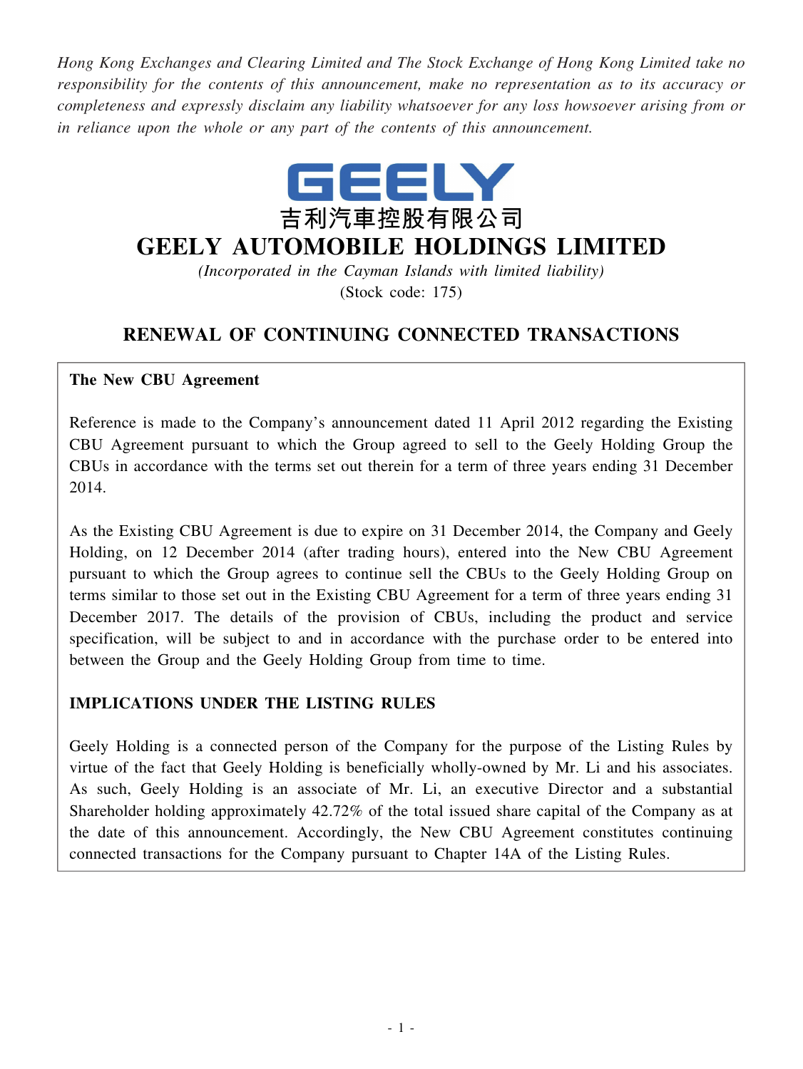*Hong Kong Exchanges and Clearing Limited and The Stock Exchange of Hong Kong Limited take no responsibility for the contents of this announcement, make no representation as to its accuracy or completeness and expressly disclaim any liability whatsoever for any loss howsoever arising from or in reliance upon the whole or any part of the contents of this announcement.*

GEELY

吉利汽車控股有限公司

# GEELY AUTOMOBILE HOLDINGS LIMITED

*(Incorporated in the Cayman Islands with limited liability)*

(Stock code: 175)

## RENEWAL OF CONTINUING CONNECTED TRANSACTIONS

**The New CBU Agreement**

Reference is made to the Company's announcement dated 11 April 2012 regarding the Existing CBU Agreement pursuant to which the Group agreed to sell to the Geely Holding Group the CBUs in accordance with the terms set out therein for a term of three years ending 31 December 2014.

As the Existing CBU Agreement is due to expire on 31 December 2014, the Company and Geely Holding, on 12 December 2014 (after trading hours), entered into the New CBU Agreement pursuant to which the Group agrees to continue sell the CBUs to the Geely Holding Group on terms similar to those set out in the Existing CBU Agreement for a term of three years ending 31 December 2017. The details of the provision of CBUs, including the product and service specification, will be subject to and in accordance with the purchase order to be entered into between the Group and the Geely Holding Group from time to time.

**IMPLICATIONS UNDER THE LISTING RULES**

Geely Holding is a connected person of the Company for the purpose of the Listing Rules by virtue of the fact that Geely Holding is beneficially wholly-owned by Mr. Li and his associates. As such, Geely Holding is an associate of Mr. Li, an executive Director and a substantial Shareholder holding approximately 42.72% of the total issued share capital of the Company as at the date of this announcement. Accordingly, the New CBU Agreement constitutes continuing connected transactions for the Company pursuant to Chapter 14A of the Listing Rules.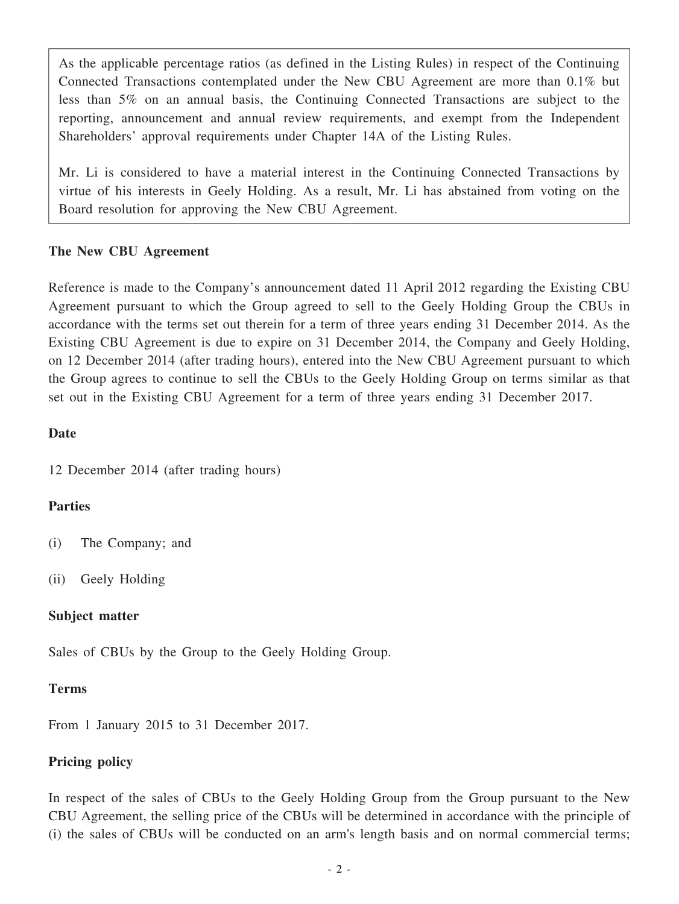As the applicable percentage ratios (as defined in the Listing Rules) in respect of the Continuing Connected Transactions contemplated under the New CBU Agreement are more than 0.1% but less than 5% on an annual basis, the Continuing Connected Transactions are subject to the reporting, announcement and annual review requirements, and exempt from the Independent Shareholders' approval requirements under Chapter 14A of the Listing Rules.

Mr. Li is considered to have a material interest in the Continuing Connected Transactions by virtue of his interests in Geely Holding. As a result, Mr. Li has abstained from voting on the Board resolution for approving the New CBU Agreement.

**The New CBU Agreement**

Reference is made to the Company's announcement dated 11 April 2012 regarding the Existing CBU Agreement pursuant to which the Group agreed to sell to the Geely Holding Group the CBUs in accordance with the terms set out therein for a term of three years ending 31 December 2014. As the Existing CBU Agreement is due to expire on 31 December 2014, the Company and Geely Holding, on 12 December 2014 (after trading hours), entered into the New CBU Agreement pursuant to which the Group agrees to continue to sell the CBUs to the Geely Holding Group on terms similar as that set out in the Existing CBU Agreement for a term of three years ending 31 December 2017.

**Date**

12 December 2014 (after trading hours)

**Parties**

(i) The Company; and

(ii) Geely Holding

**Subject matter**

Sales of CBUs by the Group to the Geely Holding Group.

**Terms**

From 1 January 2015 to 31 December 2017.

**Pricing policy**

In respect of the sales of CBUs to the Geely Holding Group from the Group pursuant to the New CBU Agreement, the selling price of the CBUs will be determined in accordance with the principle of (i) the sales of CBUs will be conducted on an arm's length basis and on normal commercial terms;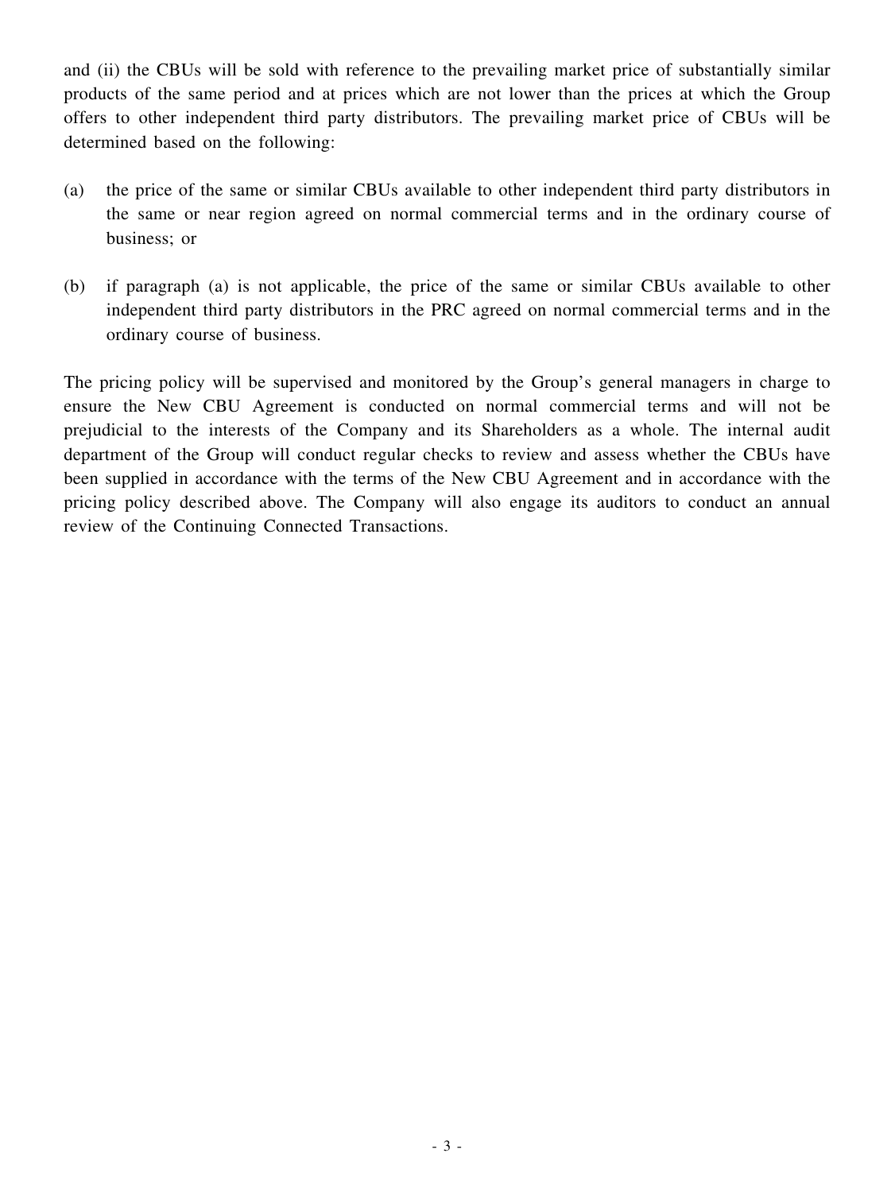and (ii) the CBUs will be sold with reference to the prevailing market price of substantially similar products of the same period and at prices which are not lower than the prices at which the Group offers to other independent third party distributors. The prevailing market price of CBUs will be determined based on the following:

(a) the price of the same or similar CBUs available to other independent third party distributors in the same or near region agreed on normal commercial terms and in the ordinary course of business; or

(b) if paragraph (a) is not applicable, the price of the same or similar CBUs available to other independent third party distributors in the PRC agreed on normal commercial terms and in the ordinary course of business.

The pricing policy will be supervised and monitored by the Group's general managers in charge to ensure the New CBU Agreement is conducted on normal commercial terms and will not be prejudicial to the interests of the Company and its Shareholders as a whole. The internal audit department of the Group will conduct regular checks to review and assess whether the CBUs have been supplied in accordance with the terms of the New CBU Agreement and in accordance with the pricing policy described above. The Company will also engage its auditors to conduct an annual review of the Continuing Connected Transactions.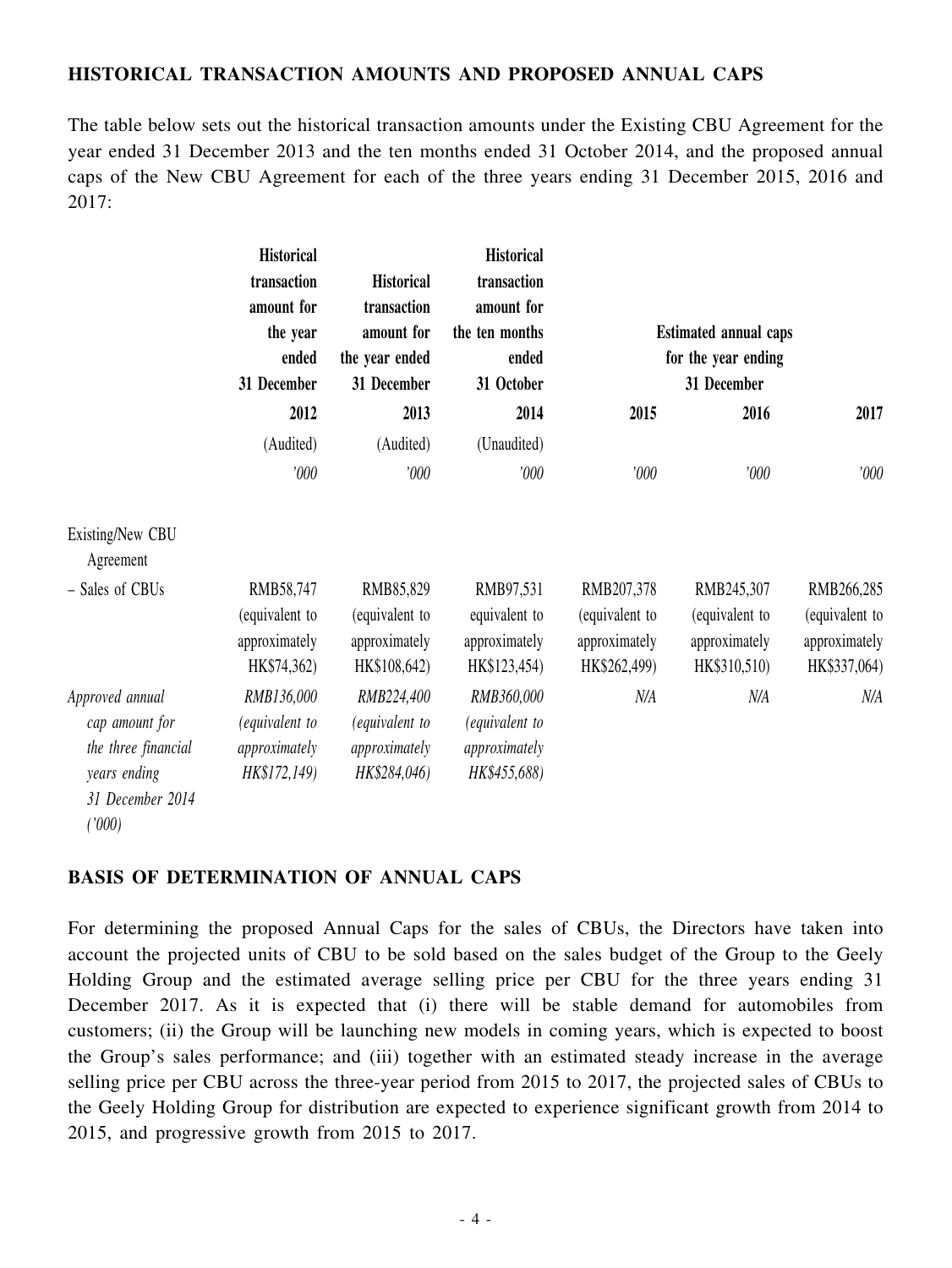## HISTORICAL TRANSACTION AMOUNTS AND PROPOSED ANNUAL CAPS

The table below sets out the historical transaction amounts under the Existing CBU Agreement for the year ended 31 December 2013 and the ten months ended 31 October 2014, and the proposed annual caps of the New CBU Agreement for each of the three years ending 31 December 2015, 2016 and 2017:

| | Historical transaction amount for the year ended 31 December | Historical transaction amount for the year ended 31 December | Historical transaction amount for the ten months ended 31 October | Estimated annual caps for the year ending 31 December | | |
|---|---|---|---|---|---|---|
| | 2012 | 2013 | 2014 | 2015 | 2016 | 2017 |
| | (Audited) | (Audited) | (Unaudited) | | | |
| | '000 | '000 | '000 | '000 | '000 | '000 |
| Existing/New CBU Agreement | | | | | | |
| – Sales of CBUs | RMB58,747 (equivalent to approximately HK$74,362) | RMB85,829 (equivalent to approximately HK$108,642) | RMB97,531 equivalent to approximately HK$123,454) | RMB207,378 (equivalent to approximately HK$262,499) | RMB245,307 (equivalent to approximately HK$310,510) | RMB266,285 (equivalent to approximately HK$337,064) |
| *Approved annual cap amount for the three financial years ending 31 December 2014 ('000)* | *RMB136,000 (equivalent to approximately HK$172,149)* | *RMB224,400 (equivalent to approximately HK$284,046)* | *RMB360,000 (equivalent to approximately HK$455,688)* | *N/A* | *N/A* | *N/A* |

## BASIS OF DETERMINATION OF ANNUAL CAPS

For determining the proposed Annual Caps for the sales of CBUs, the Directors have taken into account the projected units of CBU to be sold based on the sales budget of the Group to the Geely Holding Group and the estimated average selling price per CBU for the three years ending 31 December 2017. As it is expected that (i) there will be stable demand for automobiles from customers; (ii) the Group will be launching new models in coming years, which is expected to boost the Group's sales performance; and (iii) together with an estimated steady increase in the average selling price per CBU across the three-year period from 2015 to 2017, the projected sales of CBUs to the Geely Holding Group for distribution are expected to experience significant growth from 2014 to 2015, and progressive growth from 2015 to 2017.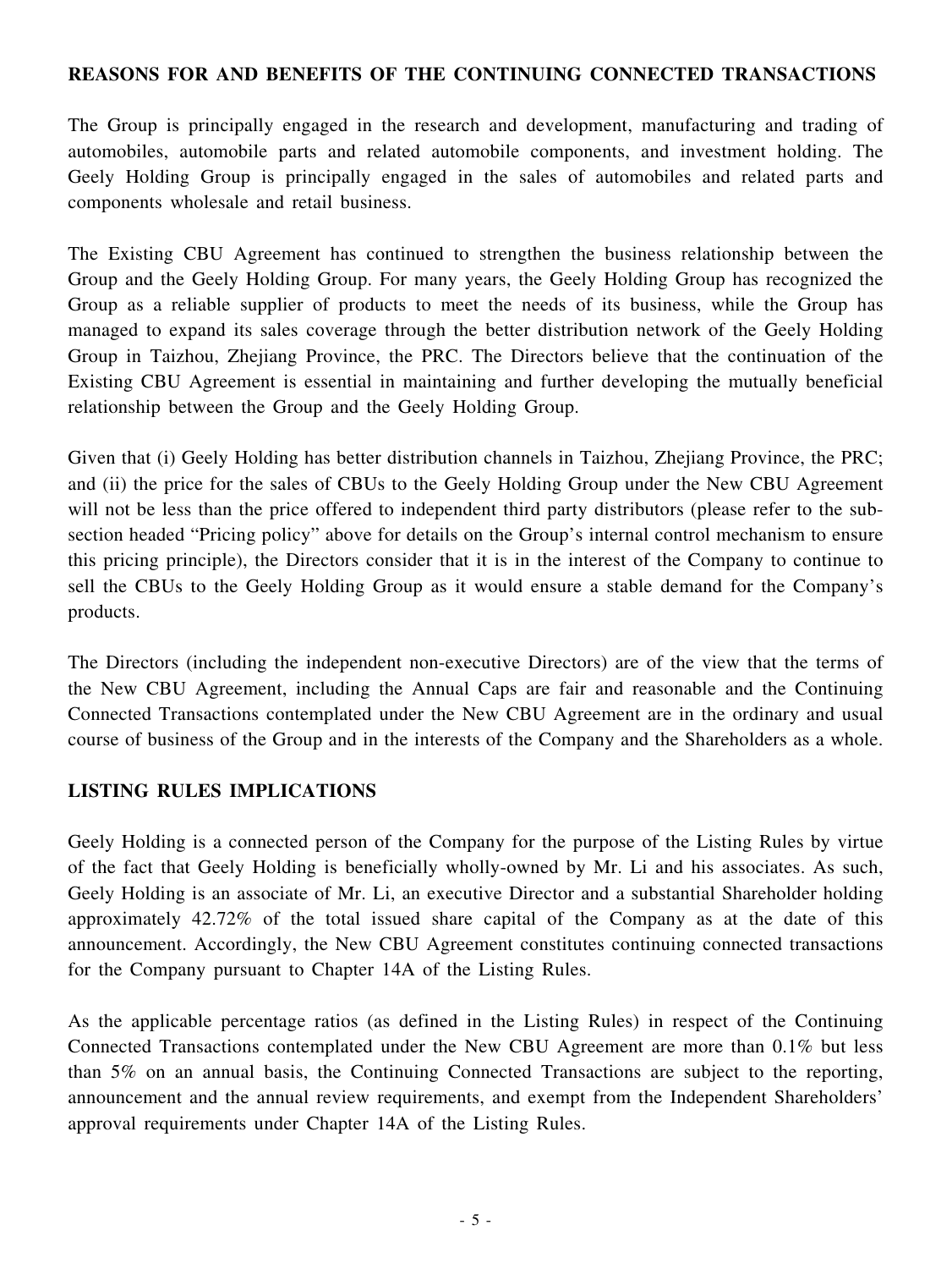## REASONS FOR AND BENEFITS OF THE CONTINUING CONNECTED TRANSACTIONS

The Group is principally engaged in the research and development, manufacturing and trading of automobiles, automobile parts and related automobile components, and investment holding. The Geely Holding Group is principally engaged in the sales of automobiles and related parts and components wholesale and retail business.

The Existing CBU Agreement has continued to strengthen the business relationship between the Group and the Geely Holding Group. For many years, the Geely Holding Group has recognized the Group as a reliable supplier of products to meet the needs of its business, while the Group has managed to expand its sales coverage through the better distribution network of the Geely Holding Group in Taizhou, Zhejiang Province, the PRC. The Directors believe that the continuation of the Existing CBU Agreement is essential in maintaining and further developing the mutually beneficial relationship between the Group and the Geely Holding Group.

Given that (i) Geely Holding has better distribution channels in Taizhou, Zhejiang Province, the PRC; and (ii) the price for the sales of CBUs to the Geely Holding Group under the New CBU Agreement will not be less than the price offered to independent third party distributors (please refer to the sub-section headed "Pricing policy" above for details on the Group's internal control mechanism to ensure this pricing principle), the Directors consider that it is in the interest of the Company to continue to sell the CBUs to the Geely Holding Group as it would ensure a stable demand for the Company's products.

The Directors (including the independent non-executive Directors) are of the view that the terms of the New CBU Agreement, including the Annual Caps are fair and reasonable and the Continuing Connected Transactions contemplated under the New CBU Agreement are in the ordinary and usual course of business of the Group and in the interests of the Company and the Shareholders as a whole.

## LISTING RULES IMPLICATIONS

Geely Holding is a connected person of the Company for the purpose of the Listing Rules by virtue of the fact that Geely Holding is beneficially wholly-owned by Mr. Li and his associates. As such, Geely Holding is an associate of Mr. Li, an executive Director and a substantial Shareholder holding approximately 42.72% of the total issued share capital of the Company as at the date of this announcement. Accordingly, the New CBU Agreement constitutes continuing connected transactions for the Company pursuant to Chapter 14A of the Listing Rules.

As the applicable percentage ratios (as defined in the Listing Rules) in respect of the Continuing Connected Transactions contemplated under the New CBU Agreement are more than 0.1% but less than 5% on an annual basis, the Continuing Connected Transactions are subject to the reporting, announcement and the annual review requirements, and exempt from the Independent Shareholders' approval requirements under Chapter 14A of the Listing Rules.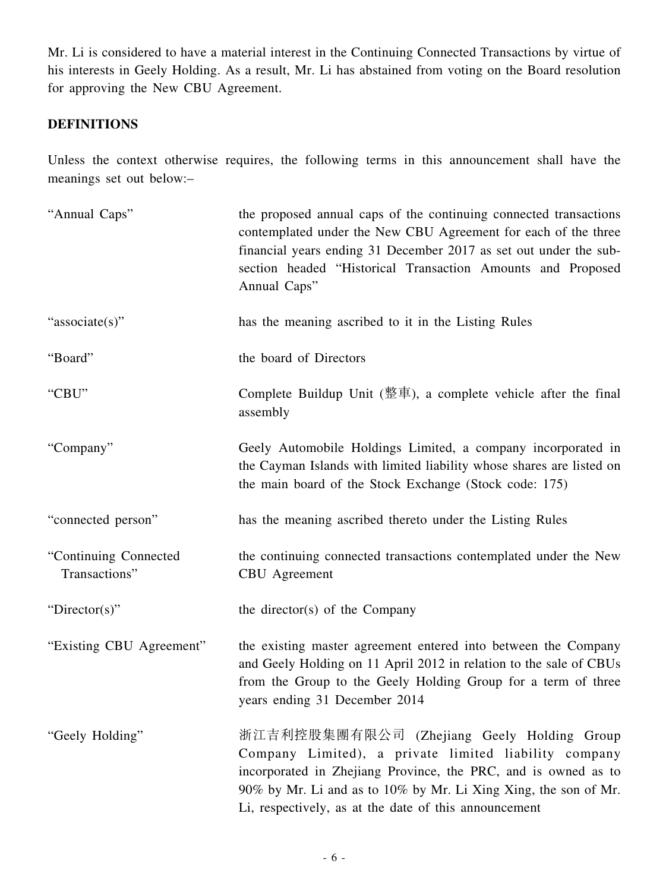Mr. Li is considered to have a material interest in the Continuing Connected Transactions by virtue of his interests in Geely Holding. As a result, Mr. Li has abstained from voting on the Board resolution for approving the New CBU Agreement.

## DEFINITIONS

Unless the context otherwise requires, the following terms in this announcement shall have the meanings set out below:–

| | |
|---|---|
| "Annual Caps" | the proposed annual caps of the continuing connected transactions contemplated under the New CBU Agreement for each of the three financial years ending 31 December 2017 as set out under the sub-section headed "Historical Transaction Amounts and Proposed Annual Caps" |
| "associate(s)" | has the meaning ascribed to it in the Listing Rules |
| "Board" | the board of Directors |
| "CBU" | Complete Buildup Unit (整車), a complete vehicle after the final assembly |
| "Company" | Geely Automobile Holdings Limited, a company incorporated in the Cayman Islands with limited liability whose shares are listed on the main board of the Stock Exchange (Stock code: 175) |
| "connected person" | has the meaning ascribed thereto under the Listing Rules |
| "Continuing Connected Transactions" | the continuing connected transactions contemplated under the New CBU Agreement |
| "Director(s)" | the director(s) of the Company |
| "Existing CBU Agreement" | the existing master agreement entered into between the Company and Geely Holding on 11 April 2012 in relation to the sale of CBUs from the Group to the Geely Holding Group for a term of three years ending 31 December 2014 |
| "Geely Holding" | 浙江吉利控股集團有限公司 (Zhejiang Geely Holding Group Company Limited), a private limited liability company incorporated in Zhejiang Province, the PRC, and is owned as to 90% by Mr. Li and as to 10% by Mr. Li Xing Xing, the son of Mr. Li, respectively, as at the date of this announcement |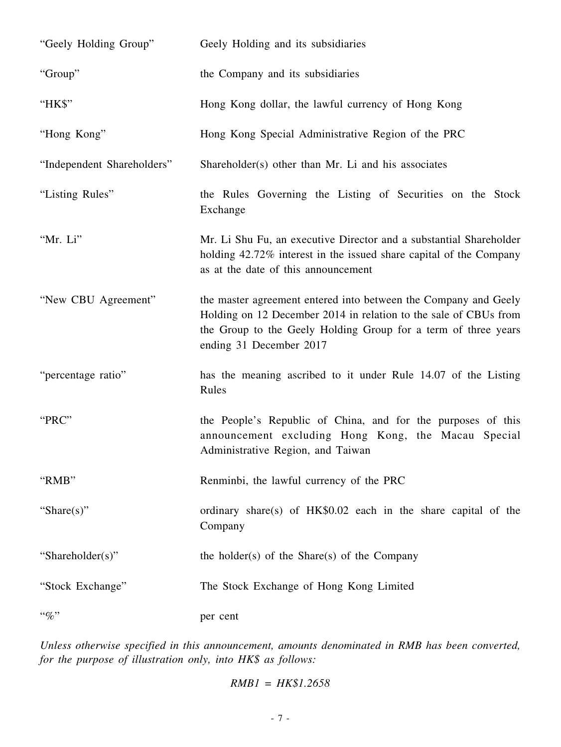| | |
|---|---|
| "Geely Holding Group" | Geely Holding and its subsidiaries |
| "Group" | the Company and its subsidiaries |
| "HK$" | Hong Kong dollar, the lawful currency of Hong Kong |
| "Hong Kong" | Hong Kong Special Administrative Region of the PRC |
| "Independent Shareholders" | Shareholder(s) other than Mr. Li and his associates |
| "Listing Rules" | the Rules Governing the Listing of Securities on the Stock Exchange |
| "Mr. Li" | Mr. Li Shu Fu, an executive Director and a substantial Shareholder holding 42.72% interest in the issued share capital of the Company as at the date of this announcement |
| "New CBU Agreement" | the master agreement entered into between the Company and Geely Holding on 12 December 2014 in relation to the sale of CBUs from the Group to the Geely Holding Group for a term of three years ending 31 December 2017 |
| "percentage ratio" | has the meaning ascribed to it under Rule 14.07 of the Listing Rules |
| "PRC" | the People's Republic of China, and for the purposes of this announcement excluding Hong Kong, the Macau Special Administrative Region, and Taiwan |
| "RMB" | Renminbi, the lawful currency of the PRC |
| "Share(s)" | ordinary share(s) of HK$0.02 each in the share capital of the Company |
| "Shareholder(s)" | the holder(s) of the Share(s) of the Company |
| "Stock Exchange" | The Stock Exchange of Hong Kong Limited |
| "%" | per cent |

*Unless otherwise specified in this announcement, amounts denominated in RMB has been converted, for the purpose of illustration only, into HK$ as follows:*

*RMB1 = HK$1.2658*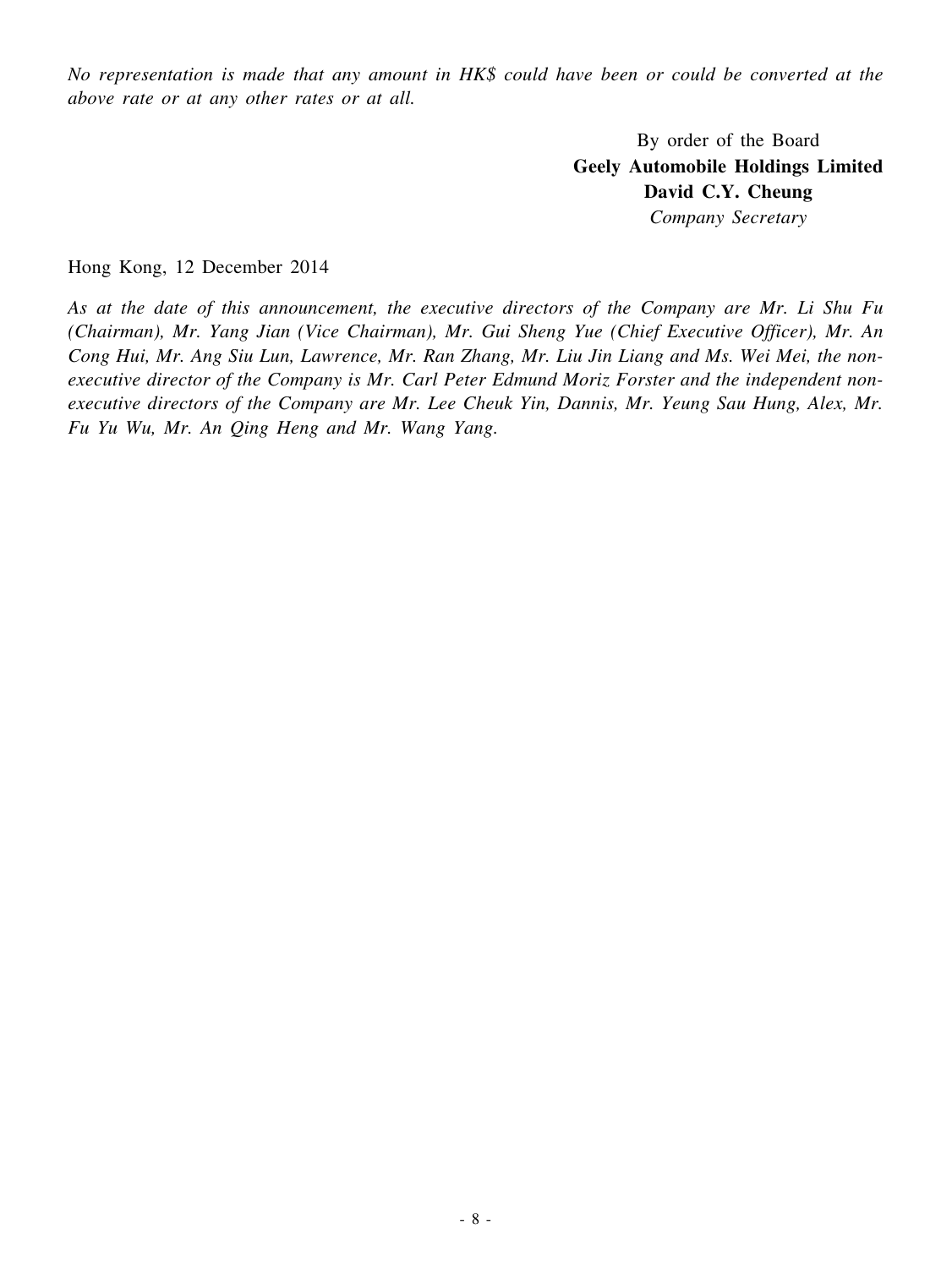*No representation is made that any amount in HK$ could have been or could be converted at the above rate or at any other rates or at all.*

By order of the Board
**Geely Automobile Holdings Limited**
**David C.Y. Cheung**
*Company Secretary*

Hong Kong, 12 December 2014

*As at the date of this announcement, the executive directors of the Company are Mr. Li Shu Fu (Chairman), Mr. Yang Jian (Vice Chairman), Mr. Gui Sheng Yue (Chief Executive Officer), Mr. An Cong Hui, Mr. Ang Siu Lun, Lawrence, Mr. Ran Zhang, Mr. Liu Jin Liang and Ms. Wei Mei, the non-executive director of the Company is Mr. Carl Peter Edmund Moriz Forster and the independent non-executive directors of the Company are Mr. Lee Cheuk Yin, Dannis, Mr. Yeung Sau Hung, Alex, Mr. Fu Yu Wu, Mr. An Qing Heng and Mr. Wang Yang.*